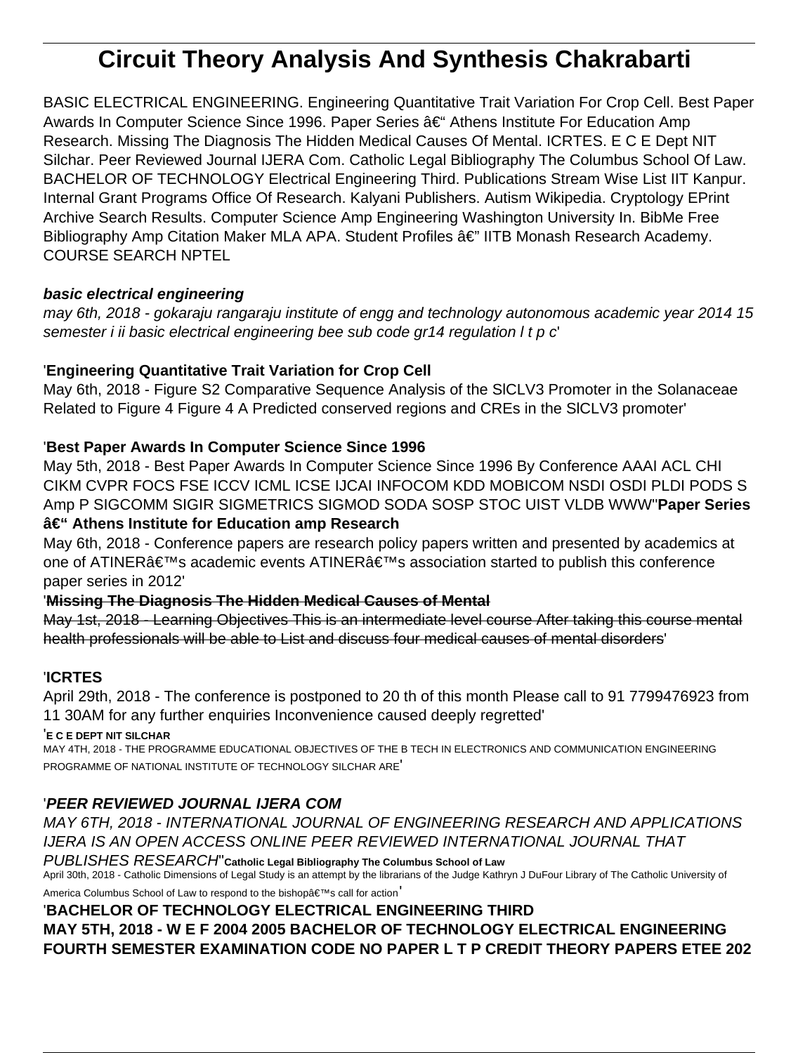# Circuit Theory Analysis And Synthesis Chakrabarti

BASIC ELECTRICAL ENGINEERING. Engineering Quantitative Trait Variation For Crop Cell. Best Paper Awards In Computer Science Since 1996. Paper Series â€“ Athens Institute For Education Amp Research. Missing The Diagnosis The Hidden Medical Causes Of Mental. ICRTES. E C E Dept NIT Silchar. Peer Reviewed Journal IJERA Com. Catholic Legal Bibliography The Columbus School Of Law. BACHELOR OF TECHNOLOGY Electrical Engineering Third. Publications Stream Wise List IIT Kanpur. Internal Grant Programs Office Of Research. Kalyani Publishers. Autism Wikipedia. Cryptology EPrint Archive Search Results. Computer Science Amp Engineering Washington University In. BibMe Free Bibliography Amp Citation Maker MLA APA. Student Profiles â€" IITB Monash Research Academy. COURSE SEARCH NPTEL

***basic electrical engineering***

*may 6th, 2018 - gokaraju rangaraju institute of engg and technology autonomous academic year 2014 15 semester i ii basic electrical engineering bee sub code gr14 regulation l t p c*'

'**Engineering Quantitative Trait Variation for Crop Cell**

May 6th, 2018 - Figure S2 Comparative Sequence Analysis of the SlCLV3 Promoter in the Solanaceae Related to Figure 4 Figure 4 A Predicted conserved regions and CREs in the SlCLV3 promoter'

'**Best Paper Awards In Computer Science Since 1996**

May 5th, 2018 - Best Paper Awards In Computer Science Since 1996 By Conference AAAI ACL CHI CIKM CVPR FOCS FSE ICCV ICML ICSE IJCAI INFOCOM KDD MOBICOM NSDI OSDI PLDI PODS S Amp P SIGCOMM SIGIR SIGMETRICS SIGMOD SODA SOSP STOC UIST VLDB WWW''**Paper Series â€“ Athens Institute for Education amp Research**

May 6th, 2018 - Conference papers are research policy papers written and presented by academics at one of ATINERâ€™s academic events ATINERâ€™s association started to publish this conference paper series in 2012'

'**Missing The Diagnosis The Hidden Medical Causes of Mental**

~~May 1st, 2018 - Learning Objectives This is an intermediate level course After taking this course mental health professionals will be able to List and discuss four medical causes of mental disorders~~'

'**ICRTES**

April 29th, 2018 - The conference is postponed to 20 th of this month Please call to 91 7799476923 from 11 30AM for any further enquiries Inconvenience caused deeply regretted'

'**E C E DEPT NIT SILCHAR**

MAY 4TH, 2018 - THE PROGRAMME EDUCATIONAL OBJECTIVES OF THE B TECH IN ELECTRONICS AND COMMUNICATION ENGINEERING PROGRAMME OF NATIONAL INSTITUTE OF TECHNOLOGY SILCHAR ARE'

'***PEER REVIEWED JOURNAL IJERA COM***

*MAY 6TH, 2018 - INTERNATIONAL JOURNAL OF ENGINEERING RESEARCH AND APPLICATIONS IJERA IS AN OPEN ACCESS ONLINE PEER REVIEWED INTERNATIONAL JOURNAL THAT PUBLISHES RESEARCH*''**Catholic Legal Bibliography The Columbus School of Law**

April 30th, 2018 - Catholic Dimensions of Legal Study is an attempt by the librarians of the Judge Kathryn J DuFour Library of The Catholic University of America Columbus School of Law to respond to the bishopâ€™s call for action'

'**BACHELOR OF TECHNOLOGY ELECTRICAL ENGINEERING THIRD**

**MAY 5TH, 2018 - W E F 2004 2005 BACHELOR OF TECHNOLOGY ELECTRICAL ENGINEERING FOURTH SEMESTER EXAMINATION CODE NO PAPER L T P CREDIT THEORY PAPERS ETEE 202**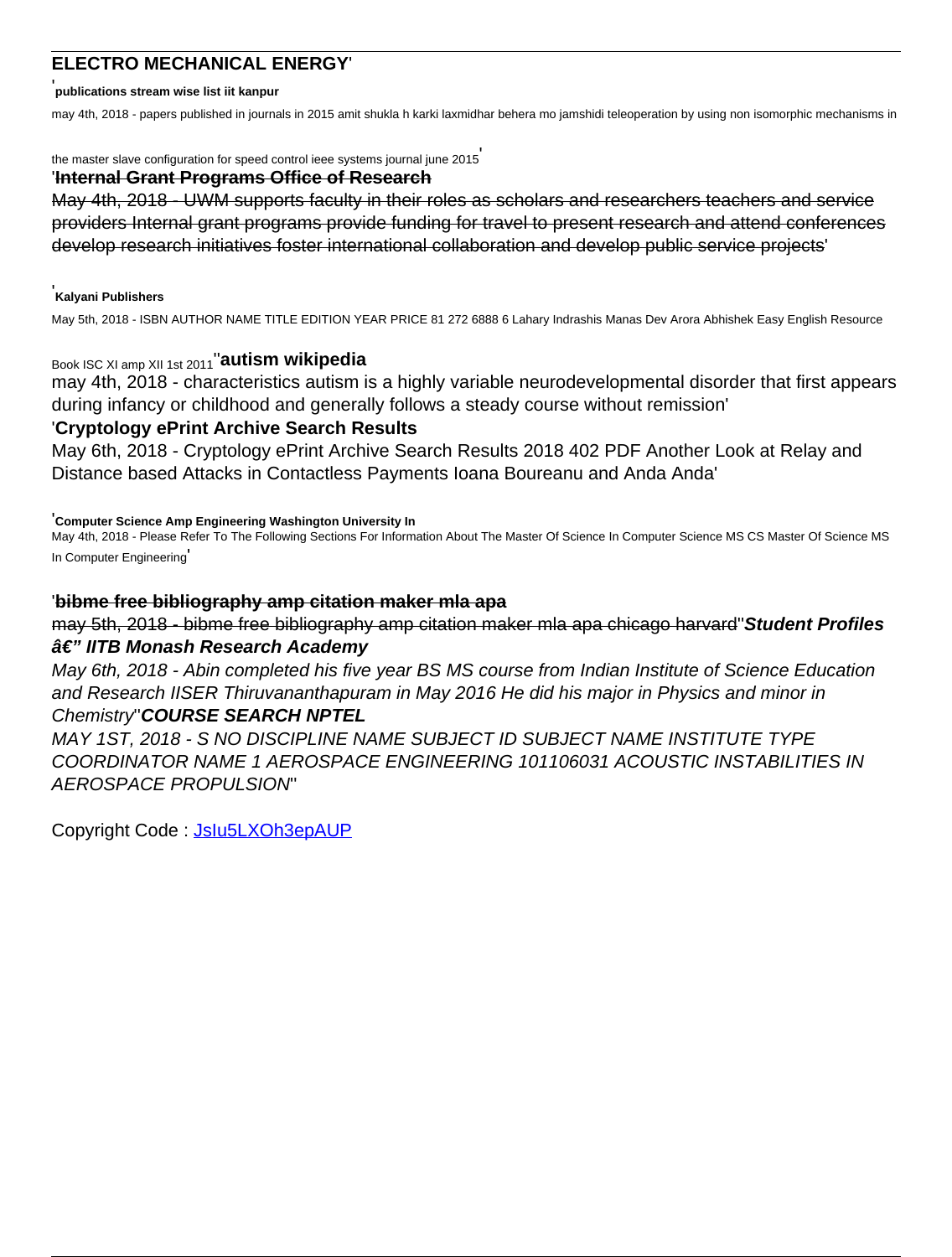**ELECTRO MECHANICAL ENERGY**'

'**publications stream wise list iit kanpur**

may 4th, 2018 - papers published in journals in 2015 amit shukla h karki laxmidhar behera mo jamshidi teleoperation by using non isomorphic mechanisms in the master slave configuration for speed control ieee systems journal june 2015'

'**Internal Grant Programs Office of Research**

May 4th, 2018 - UWM supports faculty in their roles as scholars and researchers teachers and service providers Internal grant programs provide funding for travel to present research and attend conferences develop research initiatives foster international collaboration and develop public service projects'

'**Kalyani Publishers**

May 5th, 2018 - ISBN AUTHOR NAME TITLE EDITION YEAR PRICE 81 272 6888 6 Lahary Indrashis Manas Dev Arora Abhishek Easy English Resource Book ISC XI amp XII 1st 2011''**autism wikipedia**

may 4th, 2018 - characteristics autism is a highly variable neurodevelopmental disorder that first appears during infancy or childhood and generally follows a steady course without remission'

'**Cryptology ePrint Archive Search Results**

May 6th, 2018 - Cryptology ePrint Archive Search Results 2018 402 PDF Another Look at Relay and Distance based Attacks in Contactless Payments Ioana Boureanu and Anda Anda'

'**Computer Science Amp Engineering Washington University In**

May 4th, 2018 - Please Refer To The Following Sections For Information About The Master Of Science In Computer Science MS CS Master Of Science MS In Computer Engineering'

'**bibme free bibliography amp citation maker mla apa**

may 5th, 2018 - bibme free bibliography amp citation maker mla apa chicago harvard''***Student Profiles â€" IITB Monash Research Academy***

*May 6th, 2018 - Abin completed his five year BS MS course from Indian Institute of Science Education and Research IISER Thiruvananthapuram in May 2016 He did his major in Physics and minor in Chemistry*''***COURSE SEARCH NPTEL***

*MAY 1ST, 2018 - S NO DISCIPLINE NAME SUBJECT ID SUBJECT NAME INSTITUTE TYPE COORDINATOR NAME 1 AEROSPACE ENGINEERING 101106031 ACOUSTIC INSTABILITIES IN AEROSPACE PROPULSION*''

Copyright Code : JsIu5LXOh3epAUP